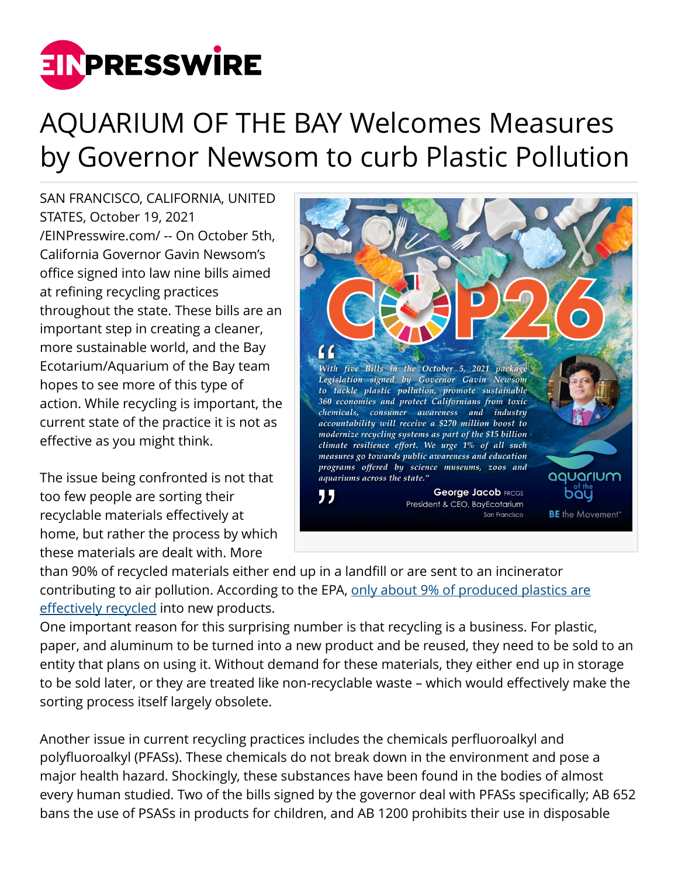# AQUARIUM OF THE BAY Welcomes Measures by Governor Newsom to curb Plastic Pollution

SAN FRANCISCO, CALIFORNIA, UNITED STATES, October 19, 2021 /EINPresswire.com/ -- On October 5th, California Governor Gavin Newsom's office signed into law nine bills aimed at refining recycling practices throughout the state. These bills are an important step in creating a cleaner, more sustainable world, and the Bay Ecotarium/Aquarium of the Bay team hopes to see more of this type of action. While recycling is important, the current state of the practice it is not as effective as you might think.

The issue being confronted is not that too few people are sorting their recyclable materials effectively at home, but rather the process by which these materials are dealt with. More than 90% of recycled materials either end up in a landfill or are sent to an incinerator contributing to air pollution. According to the EPA, [only about 9% of produced plastics are effectively recycled] into new products.

One important reason for this surprising number is that recycling is a business. For plastic, paper, and aluminum to be turned into a new product and be reused, they need to be sold to an entity that plans on using it. Without demand for these materials, they either end up in storage to be sold later, or they are treated like non-recyclable waste – which would effectively make the sorting process itself largely obsolete.

Another issue in current recycling practices includes the chemicals perfluoroalkyl and polyfluoroalkyl (PFASs). These chemicals do not break down in the environment and pose a major health hazard. Shockingly, these substances have been found in the bodies of almost every human studied. Two of the bills signed by the governor deal with PFASs specifically; AB 652 bans the use of PSASs in products for children, and AB 1200 prohibits their use in disposable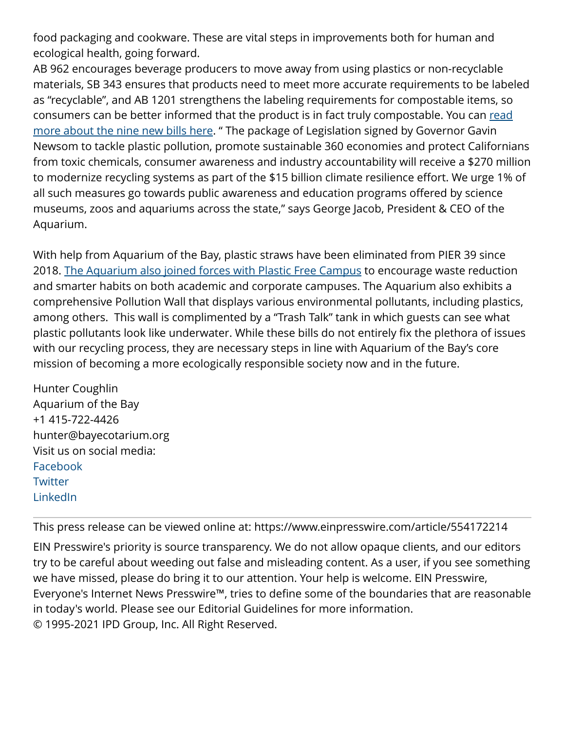food packaging and cookware. These are vital steps in improvements both for human and ecological health, going forward.

AB 962 encourages beverage producers to move away from using plastics or non-recyclable materials, SB 343 ensures that products need to meet more accurate requirements to be labeled as "recyclable", and AB 1201 strengthens the labeling requirements for compostable items, so consumers can be better informed that the product is in fact truly compostable. You can [read more about the nine new bills here](). " The package of Legislation signed by Governor Gavin Newsom to tackle plastic pollution, promote sustainable 360 economies and protect Californians from toxic chemicals, consumer awareness and industry accountability will receive a $270 million to modernize recycling systems as part of the $15 billion climate resilience effort. We urge 1% of all such measures go towards public awareness and education programs offered by science museums, zoos and aquariums across the state," says George Jacob, President & CEO of the Aquarium.

With help from Aquarium of the Bay, plastic straws have been eliminated from PIER 39 since 2018. [The Aquarium also joined forces with Plastic Free Campus]() to encourage waste reduction and smarter habits on both academic and corporate campuses. The Aquarium also exhibits a comprehensive Pollution Wall that displays various environmental pollutants, including plastics, among others. This wall is complimented by a "Trash Talk" tank in which guests can see what plastic pollutants look like underwater. While these bills do not entirely fix the plethora of issues with our recycling process, they are necessary steps in line with Aquarium of the Bay's core mission of becoming a more ecologically responsible society now and in the future.

Hunter Coughlin
Aquarium of the Bay
+1 415-722-4426
hunter@bayecotarium.org
Visit us on social media:
Facebook
Twitter
LinkedIn

---

This press release can be viewed online at: https://www.einpresswire.com/article/554172214

EIN Presswire's priority is source transparency. We do not allow opaque clients, and our editors try to be careful about weeding out false and misleading content. As a user, if you see something we have missed, please do bring it to our attention. Your help is welcome. EIN Presswire, Everyone's Internet News Presswire™, tries to define some of the boundaries that are reasonable in today's world. Please see our Editorial Guidelines for more information.
© 1995-2021 IPD Group, Inc. All Right Reserved.